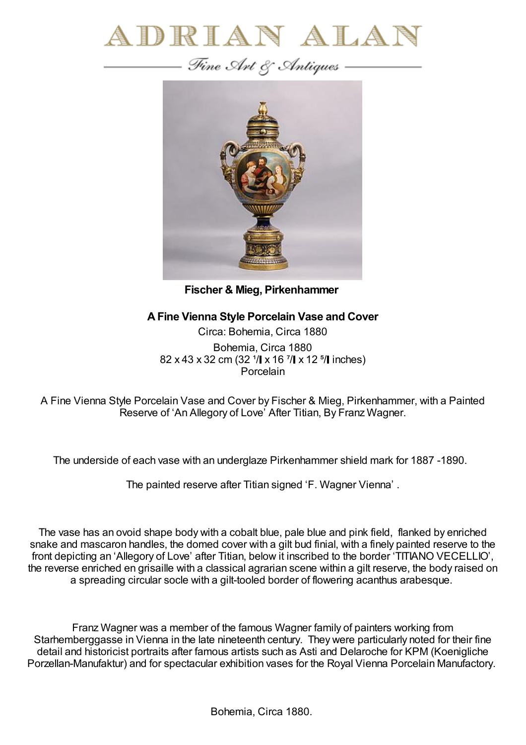# ADRIAN ALAN

*Fine Art & Antiques*

**Fischer & Mieg, Pirkenhammer**

**A Fine Vienna Style Porcelain Vase and Cover**

Circa: Bohemia, Circa 1880

Bohemia, Circa 1880

82 x 43 x 32 cm (32 ¹/▌ x 16 ⁷/▌ x 12 ⁵/▌ inches)

Porcelain

A Fine Vienna Style Porcelain Vase and Cover by Fischer & Mieg, Pirkenhammer, with a Painted Reserve of 'An Allegory of Love' After Titian, By Franz Wagner.

The underside of each vase with an underglaze Pirkenhammer shield mark for 1887 -1890.

The painted reserve after Titian signed 'F. Wagner Vienna' .

The vase has an ovoid shape body with a cobalt blue, pale blue and pink field, flanked by enriched snake and mascaron handles, the domed cover with a gilt bud finial, with a finely painted reserve to the front depicting an 'Allegory of Love' after Titian, below it inscribed to the border 'TITIANO VECELLIO', the reverse enriched en grisaille with a classical agrarian scene within a gilt reserve, the body raised on a spreading circular socle with a gilt-tooled border of flowering acanthus arabesque.

Franz Wagner was a member of the famous Wagner family of painters working from Starhemberggasse in Vienna in the late nineteenth century. They were particularly noted for their fine detail and historicist portraits after famous artists such as Asti and Delaroche for KPM (Koenigliche Porzellan-Manufaktur) and for spectacular exhibition vases for the Royal Vienna Porcelain Manufactory.

Bohemia, Circa 1880.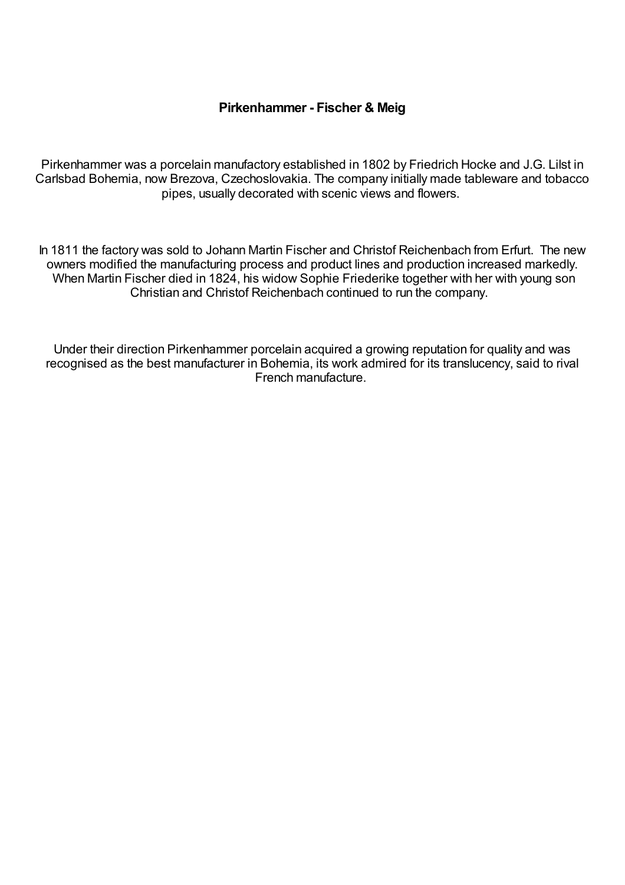# Pirkenhammer - Fischer & Meig

Pirkenhammer was a porcelain manufactory established in 1802 by Friedrich Hocke and J.G. Lilst in Carlsbad Bohemia, now Brezova, Czechoslovakia. The company initially made tableware and tobacco pipes, usually decorated with scenic views and flowers.

In 1811 the factory was sold to Johann Martin Fischer and Christof Reichenbach from Erfurt. The new owners modified the manufacturing process and product lines and production increased markedly. When Martin Fischer died in 1824, his widow Sophie Friederike together with her with young son Christian and Christof Reichenbach continued to run the company.

Under their direction Pirkenhammer porcelain acquired a growing reputation for quality and was recognised as the best manufacturer in Bohemia, its work admired for its translucency, said to rival French manufacture.